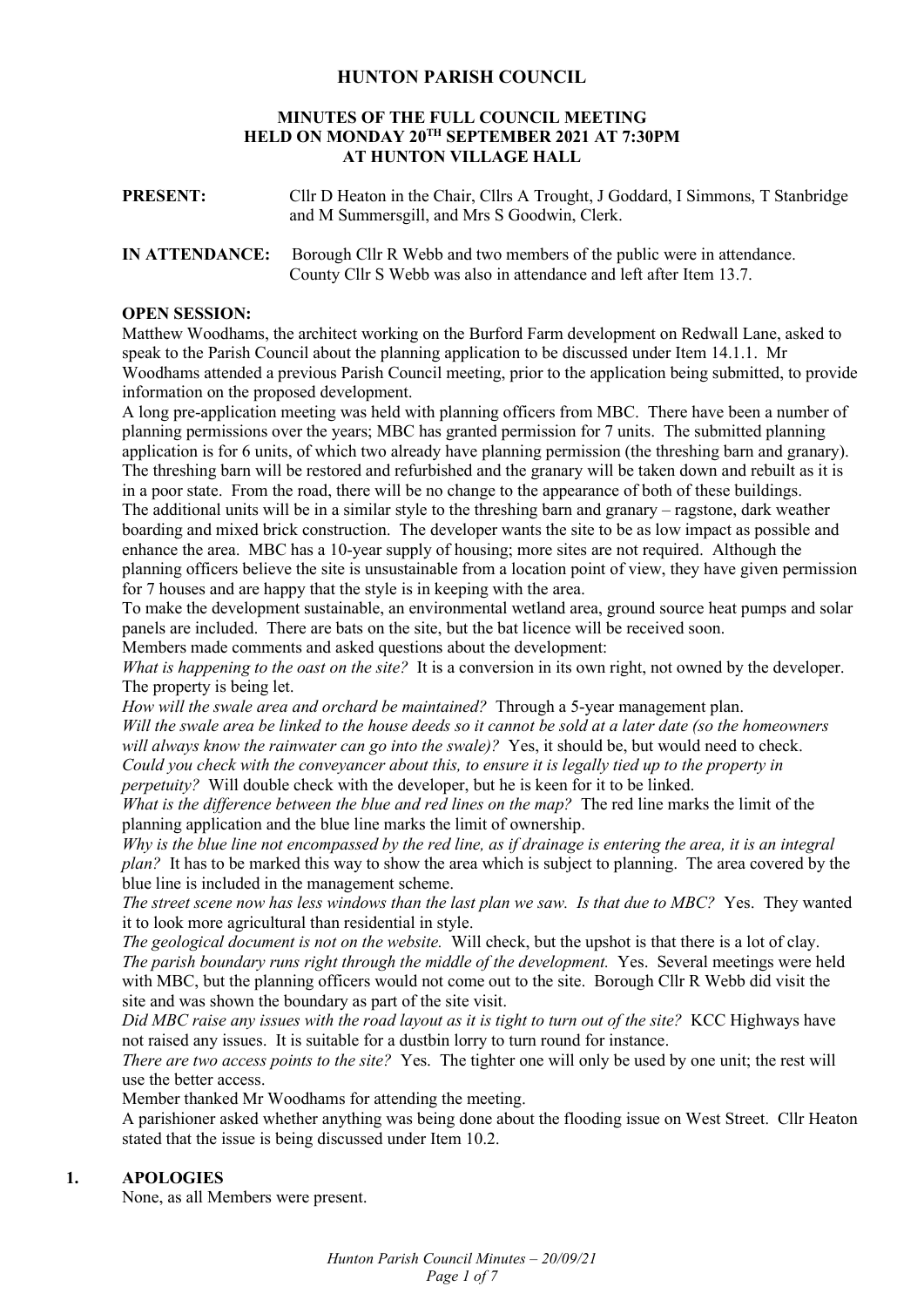# HUNTON PARISH COUNCIL

## MINUTES OF THE FULL COUNCIL MEETING HELD ON MONDAY 20TH SEPTEMBER 2021 AT 7:30PM AT HUNTON VILLAGE HALL

**PRESENT:** Cllr D Heaton in the Chair, Cllrs A Trought, J Goddard, I Simmons, T Stanbridge and M Summersgill, and Mrs S Goodwin, Clerk.

**IN ATTENDANCE:** Borough Cllr R Webb and two members of the public were in attendance. County Cllr S Webb was also in attendance and left after Item 13.7.

**OPEN SESSION:**

Matthew Woodhams, the architect working on the Burford Farm development on Redwall Lane, asked to speak to the Parish Council about the planning application to be discussed under Item 14.1.1. Mr Woodhams attended a previous Parish Council meeting, prior to the application being submitted, to provide information on the proposed development.

A long pre-application meeting was held with planning officers from MBC. There have been a number of planning permissions over the years; MBC has granted permission for 7 units. The submitted planning application is for 6 units, of which two already have planning permission (the threshing barn and granary). The threshing barn will be restored and refurbished and the granary will be taken down and rebuilt as it is in a poor state. From the road, there will be no change to the appearance of both of these buildings.

The additional units will be in a similar style to the threshing barn and granary – ragstone, dark weather boarding and mixed brick construction. The developer wants the site to be as low impact as possible and enhance the area. MBC has a 10-year supply of housing; more sites are not required. Although the planning officers believe the site is unsustainable from a location point of view, they have given permission for 7 houses and are happy that the style is in keeping with the area.

To make the development sustainable, an environmental wetland area, ground source heat pumps and solar panels are included. There are bats on the site, but the bat licence will be received soon.

Members made comments and asked questions about the development:

*What is happening to the oast on the site?* It is a conversion in its own right, not owned by the developer. The property is being let.

*How will the swale area and orchard be maintained?* Through a 5-year management plan.

*Will the swale area be linked to the house deeds so it cannot be sold at a later date (so the homeowners will always know the rainwater can go into the swale)?* Yes, it should be, but would need to check.

*Could you check with the conveyancer about this, to ensure it is legally tied up to the property in perpetuity?* Will double check with the developer, but he is keen for it to be linked.

*What is the difference between the blue and red lines on the map?* The red line marks the limit of the planning application and the blue line marks the limit of ownership.

*Why is the blue line not encompassed by the red line, as if drainage is entering the area, it is an integral plan?* It has to be marked this way to show the area which is subject to planning. The area covered by the blue line is included in the management scheme.

*The street scene now has less windows than the last plan we saw. Is that due to MBC?* Yes. They wanted it to look more agricultural than residential in style.

*The geological document is not on the website.* Will check, but the upshot is that there is a lot of clay.

*The parish boundary runs right through the middle of the development.* Yes. Several meetings were held with MBC, but the planning officers would not come out to the site. Borough Cllr R Webb did visit the site and was shown the boundary as part of the site visit.

*Did MBC raise any issues with the road layout as it is tight to turn out of the site?* KCC Highways have not raised any issues. It is suitable for a dustbin lorry to turn round for instance.

*There are two access points to the site?* Yes. The tighter one will only be used by one unit; the rest will use the better access.

Member thanked Mr Woodhams for attending the meeting.

A parishioner asked whether anything was being done about the flooding issue on West Street. Cllr Heaton stated that the issue is being discussed under Item 10.2.

### 1. APOLOGIES

None, as all Members were present.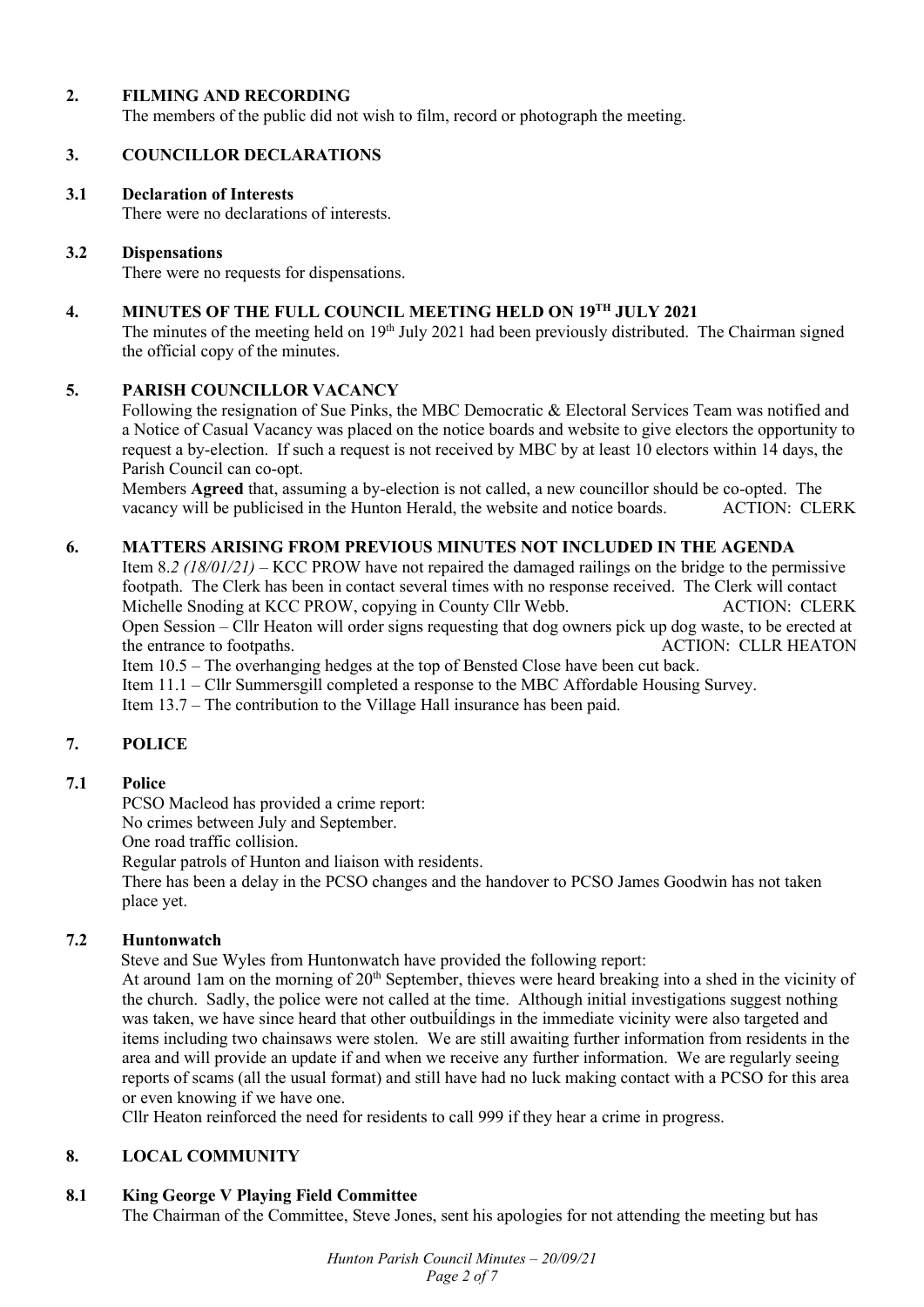## 2. FILMING AND RECORDING

The members of the public did not wish to film, record or photograph the meeting.

## 3. COUNCILLOR DECLARATIONS

### 3.1 Declaration of Interests

There were no declarations of interests.

### 3.2 Dispensations

There were no requests for dispensations.

## 4. MINUTES OF THE FULL COUNCIL MEETING HELD ON 19TH JULY 2021

The minutes of the meeting held on 19th July 2021 had been previously distributed. The Chairman signed the official copy of the minutes.

## 5. PARISH COUNCILLOR VACANCY

Following the resignation of Sue Pinks, the MBC Democratic & Electoral Services Team was notified and a Notice of Casual Vacancy was placed on the notice boards and website to give electors the opportunity to request a by-election. If such a request is not received by MBC by at least 10 electors within 14 days, the Parish Council can co-opt.

Members **Agreed** that, assuming a by-election is not called, a new councillor should be co-opted. The vacancy will be publicised in the Hunton Herald, the website and notice boards. ACTION: CLERK

## 6. MATTERS ARISING FROM PREVIOUS MINUTES NOT INCLUDED IN THE AGENDA

Item 8*.2 (18/01/21)* – KCC PROW have not repaired the damaged railings on the bridge to the permissive footpath. The Clerk has been in contact several times with no response received. The Clerk will contact Michelle Snoding at KCC PROW, copying in County Cllr Webb. ACTION: CLERK

Open Session – Cllr Heaton will order signs requesting that dog owners pick up dog waste, to be erected at the entrance to footpaths. ACTION: CLLR HEATON

Item 10.5 – The overhanging hedges at the top of Bensted Close have been cut back.

Item 11.1 – Cllr Summersgill completed a response to the MBC Affordable Housing Survey.

Item 13.7 – The contribution to the Village Hall insurance has been paid.

## 7. POLICE

### 7.1 Police

PCSO Macleod has provided a crime report:

No crimes between July and September.

One road traffic collision.

Regular patrols of Hunton and liaison with residents.

There has been a delay in the PCSO changes and the handover to PCSO James Goodwin has not taken place yet.

### 7.2 Huntonwatch

Steve and Sue Wyles from Huntonwatch have provided the following report:

At around 1am on the morning of 20th September, thieves were heard breaking into a shed in the vicinity of the church. Sadly, the police were not called at the time. Although initial investigations suggest nothing was taken, we have since heard that other outbuildings in the immediate vicinity were also targeted and items including two chainsaws were stolen. We are still awaiting further information from residents in the area and will provide an update if and when we receive any further information. We are regularly seeing reports of scams (all the usual format) and still have had no luck making contact with a PCSO for this area or even knowing if we have one.

Cllr Heaton reinforced the need for residents to call 999 if they hear a crime in progress.

## 8. LOCAL COMMUNITY

### 8.1 King George V Playing Field Committee

The Chairman of the Committee, Steve Jones, sent his apologies for not attending the meeting but has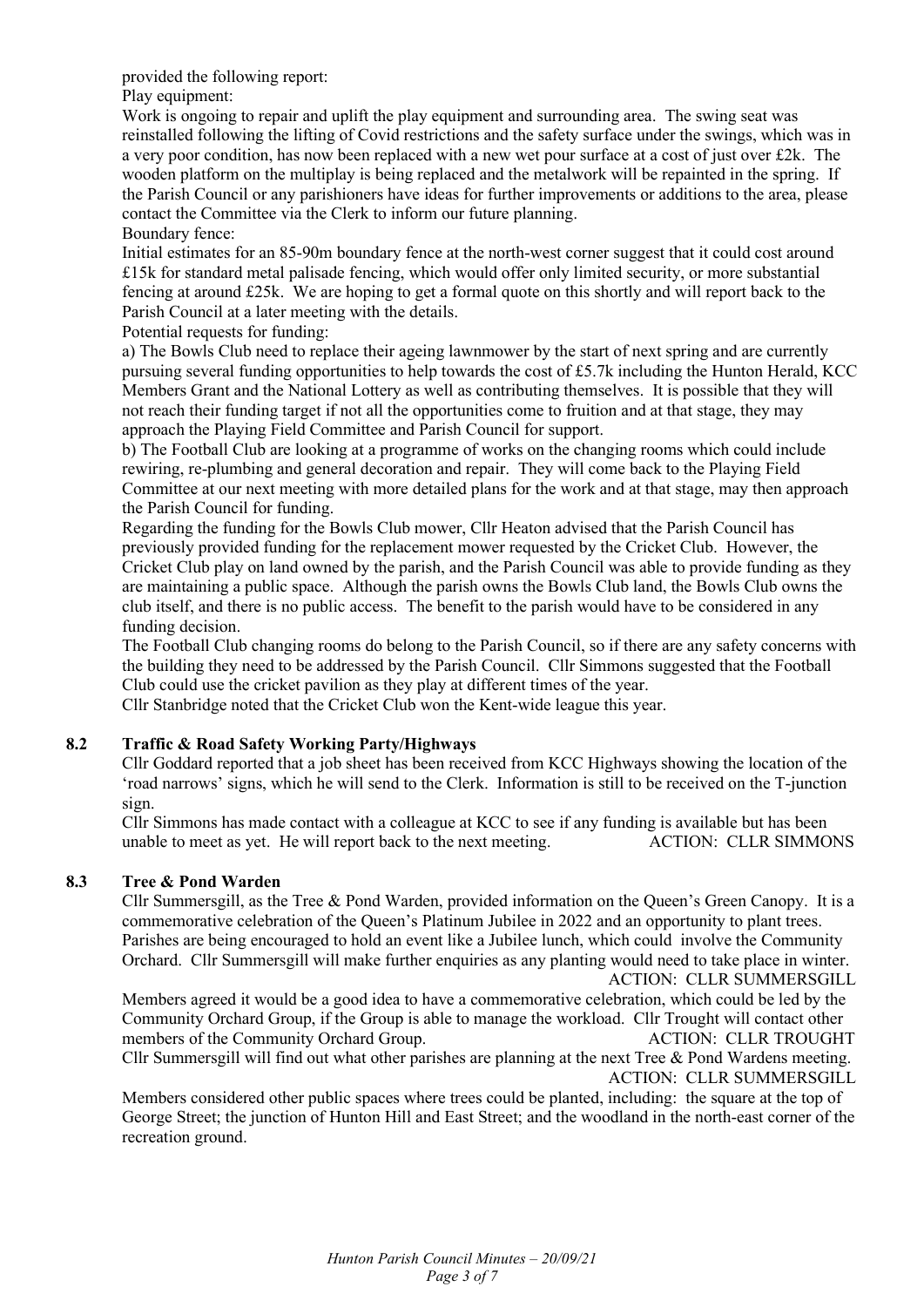provided the following report:

Play equipment:

Work is ongoing to repair and uplift the play equipment and surrounding area. The swing seat was reinstalled following the lifting of Covid restrictions and the safety surface under the swings, which was in a very poor condition, has now been replaced with a new wet pour surface at a cost of just over £2k. The wooden platform on the multiplay is being replaced and the metalwork will be repainted in the spring. If the Parish Council or any parishioners have ideas for further improvements or additions to the area, please contact the Committee via the Clerk to inform our future planning.

Boundary fence:

Initial estimates for an 85-90m boundary fence at the north-west corner suggest that it could cost around £15k for standard metal palisade fencing, which would offer only limited security, or more substantial fencing at around £25k. We are hoping to get a formal quote on this shortly and will report back to the Parish Council at a later meeting with the details.

Potential requests for funding:

a) The Bowls Club need to replace their ageing lawnmower by the start of next spring and are currently pursuing several funding opportunities to help towards the cost of £5.7k including the Hunton Herald, KCC Members Grant and the National Lottery as well as contributing themselves. It is possible that they will not reach their funding target if not all the opportunities come to fruition and at that stage, they may approach the Playing Field Committee and Parish Council for support.

b) The Football Club are looking at a programme of works on the changing rooms which could include rewiring, re-plumbing and general decoration and repair. They will come back to the Playing Field Committee at our next meeting with more detailed plans for the work and at that stage, may then approach the Parish Council for funding.

Regarding the funding for the Bowls Club mower, Cllr Heaton advised that the Parish Council has previously provided funding for the replacement mower requested by the Cricket Club. However, the Cricket Club play on land owned by the parish, and the Parish Council was able to provide funding as they are maintaining a public space. Although the parish owns the Bowls Club land, the Bowls Club owns the club itself, and there is no public access. The benefit to the parish would have to be considered in any funding decision.

The Football Club changing rooms do belong to the Parish Council, so if there are any safety concerns with the building they need to be addressed by the Parish Council. Cllr Simmons suggested that the Football Club could use the cricket pavilion as they play at different times of the year.

Cllr Stanbridge noted that the Cricket Club won the Kent-wide league this year.

**8.2 Traffic & Road Safety Working Party/Highways**

Cllr Goddard reported that a job sheet has been received from KCC Highways showing the location of the 'road narrows' signs, which he will send to the Clerk. Information is still to be received on the T-junction sign.

Cllr Simmons has made contact with a colleague at KCC to see if any funding is available but has been unable to meet as yet. He will report back to the next meeting. ACTION: CLLR SIMMONS

**8.3 Tree & Pond Warden**

Cllr Summersgill, as the Tree & Pond Warden, provided information on the Queen's Green Canopy. It is a commemorative celebration of the Queen's Platinum Jubilee in 2022 and an opportunity to plant trees. Parishes are being encouraged to hold an event like a Jubilee lunch, which could involve the Community Orchard. Cllr Summersgill will make further enquiries as any planting would need to take place in winter.

ACTION: CLLR SUMMERSGILL

Members agreed it would be a good idea to have a commemorative celebration, which could be led by the Community Orchard Group, if the Group is able to manage the workload. Cllr Trought will contact other members of the Community Orchard Group. ACTION: CLLR TROUGHT

Cllr Summersgill will find out what other parishes are planning at the next Tree & Pond Wardens meeting.

ACTION: CLLR SUMMERSGILL

Members considered other public spaces where trees could be planted, including: the square at the top of George Street; the junction of Hunton Hill and East Street; and the woodland in the north-east corner of the recreation ground.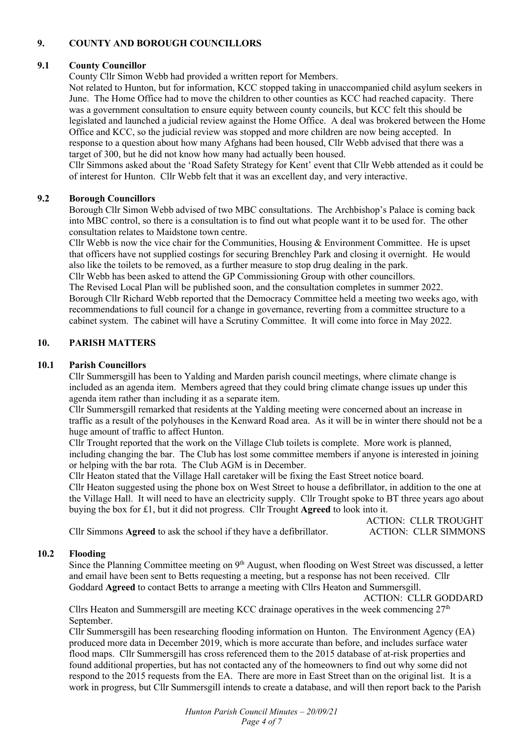## 9. COUNTY AND BOROUGH COUNCILLORS

### 9.1 County Councillor

County Cllr Simon Webb had provided a written report for Members.

Not related to Hunton, but for information, KCC stopped taking in unaccompanied child asylum seekers in June. The Home Office had to move the children to other counties as KCC had reached capacity. There was a government consultation to ensure equity between county councils, but KCC felt this should be legislated and launched a judicial review against the Home Office. A deal was brokered between the Home Office and KCC, so the judicial review was stopped and more children are now being accepted. In response to a question about how many Afghans had been housed, Cllr Webb advised that there was a target of 300, but he did not know how many had actually been housed.

Cllr Simmons asked about the 'Road Safety Strategy for Kent' event that Cllr Webb attended as it could be of interest for Hunton. Cllr Webb felt that it was an excellent day, and very interactive.

### 9.2 Borough Councillors

Borough Cllr Simon Webb advised of two MBC consultations. The Archbishop's Palace is coming back into MBC control, so there is a consultation is to find out what people want it to be used for. The other consultation relates to Maidstone town centre.

Cllr Webb is now the vice chair for the Communities, Housing & Environment Committee. He is upset that officers have not supplied costings for securing Brenchley Park and closing it overnight. He would also like the toilets to be removed, as a further measure to stop drug dealing in the park.

Cllr Webb has been asked to attend the GP Commissioning Group with other councillors.

The Revised Local Plan will be published soon, and the consultation completes in summer 2022.

Borough Cllr Richard Webb reported that the Democracy Committee held a meeting two weeks ago, with recommendations to full council for a change in governance, reverting from a committee structure to a cabinet system. The cabinet will have a Scrutiny Committee. It will come into force in May 2022.

## 10. PARISH MATTERS

### 10.1 Parish Councillors

Cllr Summersgill has been to Yalding and Marden parish council meetings, where climate change is included as an agenda item. Members agreed that they could bring climate change issues up under this agenda item rather than including it as a separate item.

Cllr Summersgill remarked that residents at the Yalding meeting were concerned about an increase in traffic as a result of the polyhouses in the Kenward Road area. As it will be in winter there should not be a huge amount of traffic to affect Hunton.

Cllr Trought reported that the work on the Village Club toilets is complete. More work is planned, including changing the bar. The Club has lost some committee members if anyone is interested in joining or helping with the bar rota. The Club AGM is in December.

Cllr Heaton stated that the Village Hall caretaker will be fixing the East Street notice board.

Cllr Heaton suggested using the phone box on West Street to house a defibrillator, in addition to the one at the Village Hall. It will need to have an electricity supply. Cllr Trought spoke to BT three years ago about buying the box for £1, but it did not progress. Cllr Trought **Agreed** to look into it.

ACTION: CLLR TROUGHT

Cllr Simmons **Agreed** to ask the school if they have a defibrillator. ACTION: CLLR SIMMONS

### 10.2 Flooding

Since the Planning Committee meeting on 9th August, when flooding on West Street was discussed, a letter and email have been sent to Betts requesting a meeting, but a response has not been received. Cllr Goddard **Agreed** to contact Betts to arrange a meeting with Cllrs Heaton and Summersgill.

ACTION: CLLR GODDARD

Cllrs Heaton and Summersgill are meeting KCC drainage operatives in the week commencing 27th September.

Cllr Summersgill has been researching flooding information on Hunton. The Environment Agency (EA) produced more data in December 2019, which is more accurate than before, and includes surface water flood maps. Cllr Summersgill has cross referenced them to the 2015 database of at-risk properties and found additional properties, but has not contacted any of the homeowners to find out why some did not respond to the 2015 requests from the EA. There are more in East Street than on the original list. It is a work in progress, but Cllr Summersgill intends to create a database, and will then report back to the Parish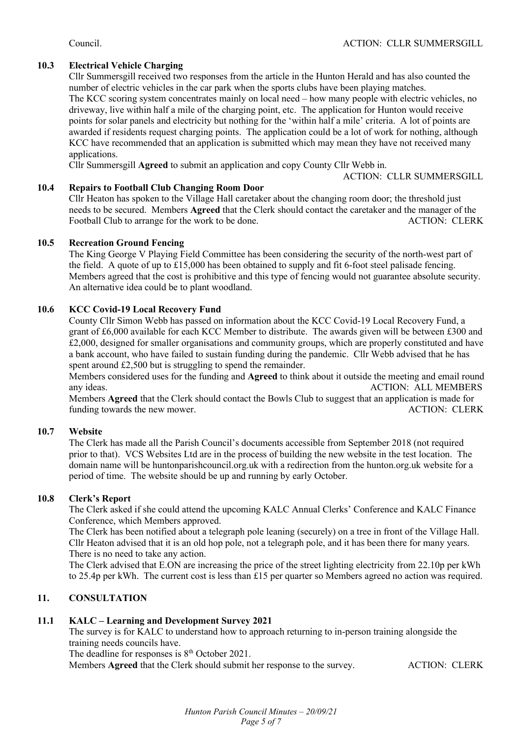Council. ACTION: CLLR SUMMERSGILL

### 10.3 Electrical Vehicle Charging

Cllr Summersgill received two responses from the article in the Hunton Herald and has also counted the number of electric vehicles in the car park when the sports clubs have been playing matches.

The KCC scoring system concentrates mainly on local need – how many people with electric vehicles, no driveway, live within half a mile of the charging point, etc. The application for Hunton would receive points for solar panels and electricity but nothing for the 'within half a mile' criteria. A lot of points are awarded if residents request charging points. The application could be a lot of work for nothing, although KCC have recommended that an application is submitted which may mean they have not received many applications.

Cllr Summersgill **Agreed** to submit an application and copy County Cllr Webb in.

ACTION: CLLR SUMMERSGILL

### 10.4 Repairs to Football Club Changing Room Door

Cllr Heaton has spoken to the Village Hall caretaker about the changing room door; the threshold just needs to be secured. Members **Agreed** that the Clerk should contact the caretaker and the manager of the Football Club to arrange for the work to be done. ACTION: CLERK

### 10.5 Recreation Ground Fencing

The King George V Playing Field Committee has been considering the security of the north-west part of the field. A quote of up to £15,000 has been obtained to supply and fit 6-foot steel palisade fencing. Members agreed that the cost is prohibitive and this type of fencing would not guarantee absolute security. An alternative idea could be to plant woodland.

### 10.6 KCC Covid-19 Local Recovery Fund

County Cllr Simon Webb has passed on information about the KCC Covid-19 Local Recovery Fund, a grant of £6,000 available for each KCC Member to distribute. The awards given will be between £300 and £2,000, designed for smaller organisations and community groups, which are properly constituted and have a bank account, who have failed to sustain funding during the pandemic. Cllr Webb advised that he has spent around £2,500 but is struggling to spend the remainder.

Members considered uses for the funding and **Agreed** to think about it outside the meeting and email round any ideas. ACTION: ALL MEMBERS

Members **Agreed** that the Clerk should contact the Bowls Club to suggest that an application is made for funding towards the new mower. ACTION: CLERK

### 10.7 Website

The Clerk has made all the Parish Council's documents accessible from September 2018 (not required prior to that). VCS Websites Ltd are in the process of building the new website in the test location. The domain name will be huntonparishcouncil.org.uk with a redirection from the hunton.org.uk website for a period of time. The website should be up and running by early October.

### 10.8 Clerk's Report

The Clerk asked if she could attend the upcoming KALC Annual Clerks' Conference and KALC Finance Conference, which Members approved.

The Clerk has been notified about a telegraph pole leaning (securely) on a tree in front of the Village Hall. Cllr Heaton advised that it is an old hop pole, not a telegraph pole, and it has been there for many years. There is no need to take any action.

The Clerk advised that E.ON are increasing the price of the street lighting electricity from 22.10p per kWh to 25.4p per kWh. The current cost is less than £15 per quarter so Members agreed no action was required.

## 11. CONSULTATION

### 11.1 KALC – Learning and Development Survey 2021

The survey is for KALC to understand how to approach returning to in-person training alongside the training needs councils have.

The deadline for responses is 8th October 2021.

Members **Agreed** that the Clerk should submit her response to the survey. ACTION: CLERK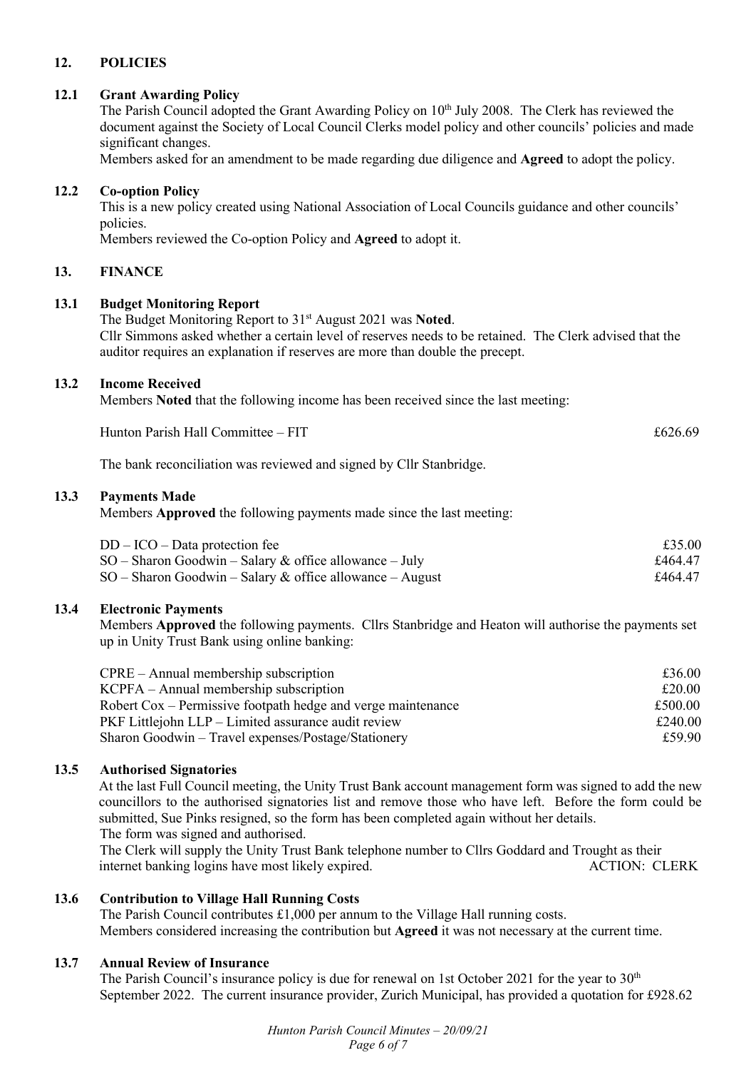## 12. POLICIES

### 12.1 Grant Awarding Policy

The Parish Council adopted the Grant Awarding Policy on 10th July 2008. The Clerk has reviewed the document against the Society of Local Council Clerks model policy and other councils' policies and made significant changes.

Members asked for an amendment to be made regarding due diligence and **Agreed** to adopt the policy.

### 12.2 Co-option Policy

This is a new policy created using National Association of Local Councils guidance and other councils' policies.

Members reviewed the Co-option Policy and **Agreed** to adopt it.

## 13. FINANCE

### 13.1 Budget Monitoring Report

The Budget Monitoring Report to 31st August 2021 was **Noted**.

Cllr Simmons asked whether a certain level of reserves needs to be retained. The Clerk advised that the auditor requires an explanation if reserves are more than double the precept.

### 13.2 Income Received

Members **Noted** that the following income has been received since the last meeting:

| | |
|---|---|
| Hunton Parish Hall Committee – FIT | £626.69 |

The bank reconciliation was reviewed and signed by Cllr Stanbridge.

### 13.3 Payments Made

Members **Approved** the following payments made since the last meeting:

| | |
|---|---|
| DD – ICO – Data protection fee | £35.00 |
| SO – Sharon Goodwin – Salary & office allowance – July | £464.47 |
| SO – Sharon Goodwin – Salary & office allowance – August | £464.47 |

### 13.4 Electronic Payments

Members **Approved** the following payments. Cllrs Stanbridge and Heaton will authorise the payments set up in Unity Trust Bank using online banking:

| | |
|---|---|
| CPRE – Annual membership subscription | £36.00 |
| KCPFA – Annual membership subscription | £20.00 |
| Robert Cox – Permissive footpath hedge and verge maintenance | £500.00 |
| PKF Littlejohn LLP – Limited assurance audit review | £240.00 |
| Sharon Goodwin – Travel expenses/Postage/Stationery | £59.90 |

### 13.5 Authorised Signatories

At the last Full Council meeting, the Unity Trust Bank account management form was signed to add the new councillors to the authorised signatories list and remove those who have left. Before the form could be submitted, Sue Pinks resigned, so the form has been completed again without her details.

The form was signed and authorised.

The Clerk will supply the Unity Trust Bank telephone number to Cllrs Goddard and Trought as their internet banking logins have most likely expired. ACTION: CLERK

### 13.6 Contribution to Village Hall Running Costs

The Parish Council contributes £1,000 per annum to the Village Hall running costs.

Members considered increasing the contribution but **Agreed** it was not necessary at the current time.

### 13.7 Annual Review of Insurance

The Parish Council's insurance policy is due for renewal on 1st October 2021 for the year to 30th September 2022. The current insurance provider, Zurich Municipal, has provided a quotation for £928.62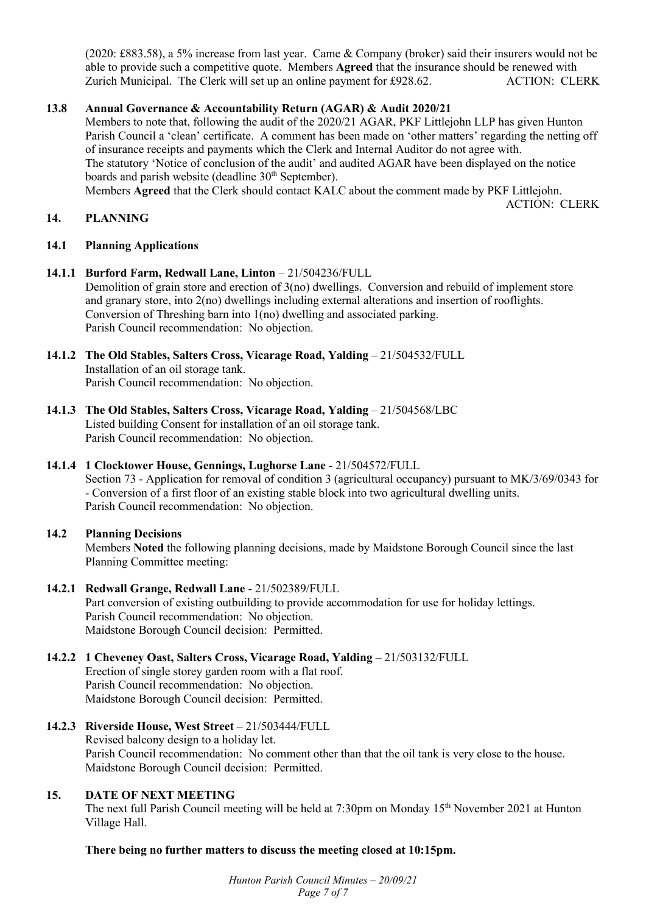(2020: £883.58), a 5% increase from last year. Came & Company (broker) said their insurers would not be able to provide such a competitive quote. Members **Agreed** that the insurance should be renewed with Zurich Municipal. The Clerk will set up an online payment for £928.62. ACTION: CLERK

**13.8 Annual Governance & Accountability Return (AGAR) & Audit 2020/21**

Members to note that, following the audit of the 2020/21 AGAR, PKF Littlejohn LLP has given Hunton Parish Council a 'clean' certificate. A comment has been made on 'other matters' regarding the netting off of insurance receipts and payments which the Clerk and Internal Auditor do not agree with.
The statutory 'Notice of conclusion of the audit' and audited AGAR have been displayed on the notice boards and parish website (deadline 30th September).
Members **Agreed** that the Clerk should contact KALC about the comment made by PKF Littlejohn.
ACTION: CLERK

## 14. PLANNING

### 14.1 Planning Applications

**14.1.1 Burford Farm, Redwall Lane, Linton** – 21/504236/FULL
Demolition of grain store and erection of 3(no) dwellings. Conversion and rebuild of implement store and granary store, into 2(no) dwellings including external alterations and insertion of rooflights. Conversion of Threshing barn into 1(no) dwelling and associated parking.
Parish Council recommendation: No objection.

**14.1.2 The Old Stables, Salters Cross, Vicarage Road, Yalding** – 21/504532/FULL
Installation of an oil storage tank.
Parish Council recommendation: No objection.

**14.1.3 The Old Stables, Salters Cross, Vicarage Road, Yalding** – 21/504568/LBC
Listed building Consent for installation of an oil storage tank.
Parish Council recommendation: No objection.

**14.1.4 1 Clocktower House, Gennings, Lughorse Lane** - 21/504572/FULL
Section 73 - Application for removal of condition 3 (agricultural occupancy) pursuant to MK/3/69/0343 for - Conversion of a first floor of an existing stable block into two agricultural dwelling units.
Parish Council recommendation: No objection.

### 14.2 Planning Decisions

Members **Noted** the following planning decisions, made by Maidstone Borough Council since the last Planning Committee meeting:

**14.2.1 Redwall Grange, Redwall Lane** - 21/502389/FULL
Part conversion of existing outbuilding to provide accommodation for use for holiday lettings.
Parish Council recommendation: No objection.
Maidstone Borough Council decision: Permitted.

**14.2.2 1 Cheveney Oast, Salters Cross, Vicarage Road, Yalding** – 21/503132/FULL
Erection of single storey garden room with a flat roof.
Parish Council recommendation: No objection.
Maidstone Borough Council decision: Permitted.

**14.2.3 Riverside House, West Street** – 21/503444/FULL
Revised balcony design to a holiday let.
Parish Council recommendation: No comment other than that the oil tank is very close to the house.
Maidstone Borough Council decision: Permitted.

## 15. DATE OF NEXT MEETING

The next full Parish Council meeting will be held at 7:30pm on Monday 15th November 2021 at Hunton Village Hall.

**There being no further matters to discuss the meeting closed at 10:15pm.**